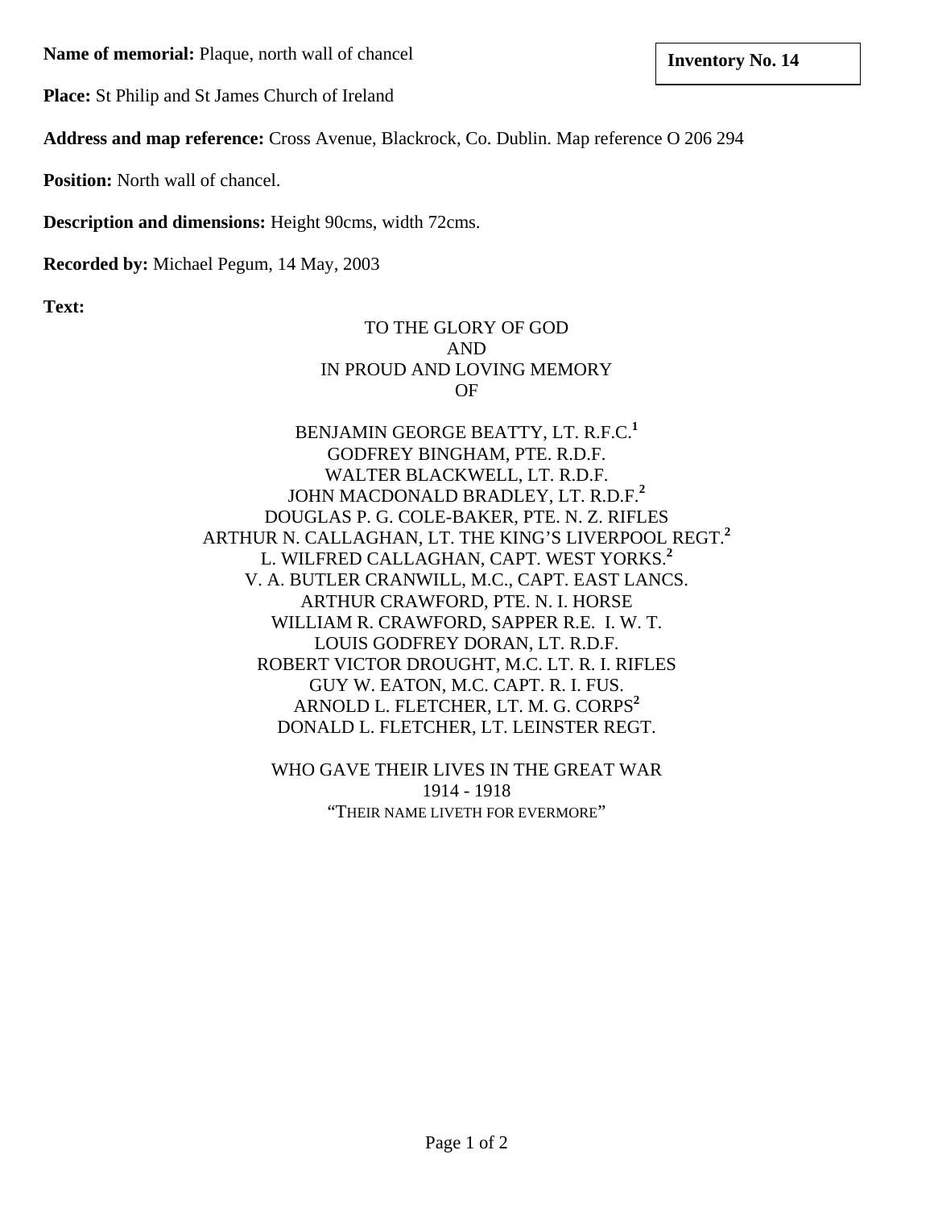**Inventory No. 14**

**Name of memorial:** Plaque, north wall of chancel

**Place:** St Philip and St James Church of Ireland

**Address and map reference:** Cross Avenue, Blackrock, Co. Dublin. Map reference O 206 294

**Position:** North wall of chancel.

**Description and dimensions:** Height 90cms, width 72cms.

**Recorded by:** Michael Pegum, 14 May, 2003

**Text:**

TO THE GLORY OF GOD
AND
IN PROUD AND LOVING MEMORY
OF

BENJAMIN GEORGE BEATTY, LT. R.F.C.[1]
GODFREY BINGHAM, PTE. R.D.F.
WALTER BLACKWELL, LT. R.D.F.
JOHN MACDONALD BRADLEY, LT. R.D.F.[2]
DOUGLAS P. G. COLE-BAKER, PTE. N. Z. RIFLES
ARTHUR N. CALLAGHAN, LT. THE KING'S LIVERPOOL REGT.[2]
L. WILFRED CALLAGHAN, CAPT. WEST YORKS.[2]
V. A. BUTLER CRANWILL, M.C., CAPT. EAST LANCS.
ARTHUR CRAWFORD, PTE. N. I. HORSE
WILLIAM R. CRAWFORD, SAPPER R.E. I. W. T.
LOUIS GODFREY DORAN, LT. R.D.F.
ROBERT VICTOR DROUGHT, M.C. LT. R. I. RIFLES
GUY W. EATON, M.C. CAPT. R. I. FUS.
ARNOLD L. FLETCHER, LT. M. G. CORPS[2]
DONALD L. FLETCHER, LT. LEINSTER REGT.

WHO GAVE THEIR LIVES IN THE GREAT WAR
1914 - 1918
"THEIR NAME LIVETH FOR EVERMORE"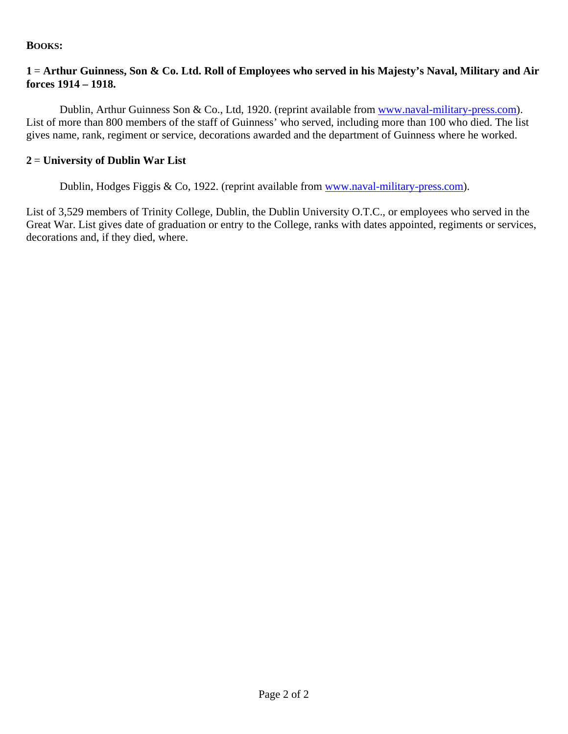**BOOKS:**

**1** = **Arthur Guinness, Son & Co. Ltd. Roll of Employees who served in his Majesty's Naval, Military and Air forces 1914 – 1918.**

Dublin, Arthur Guinness Son & Co., Ltd, 1920. (reprint available from www.naval-military-press.com). List of more than 800 members of the staff of Guinness' who served, including more than 100 who died. The list gives name, rank, regiment or service, decorations awarded and the department of Guinness where he worked.

**2** = **University of Dublin War List**

Dublin, Hodges Figgis & Co, 1922. (reprint available from www.naval-military-press.com).

List of 3,529 members of Trinity College, Dublin, the Dublin University O.T.C., or employees who served in the Great War. List gives date of graduation or entry to the College, ranks with dates appointed, regiments or services, decorations and, if they died, where.